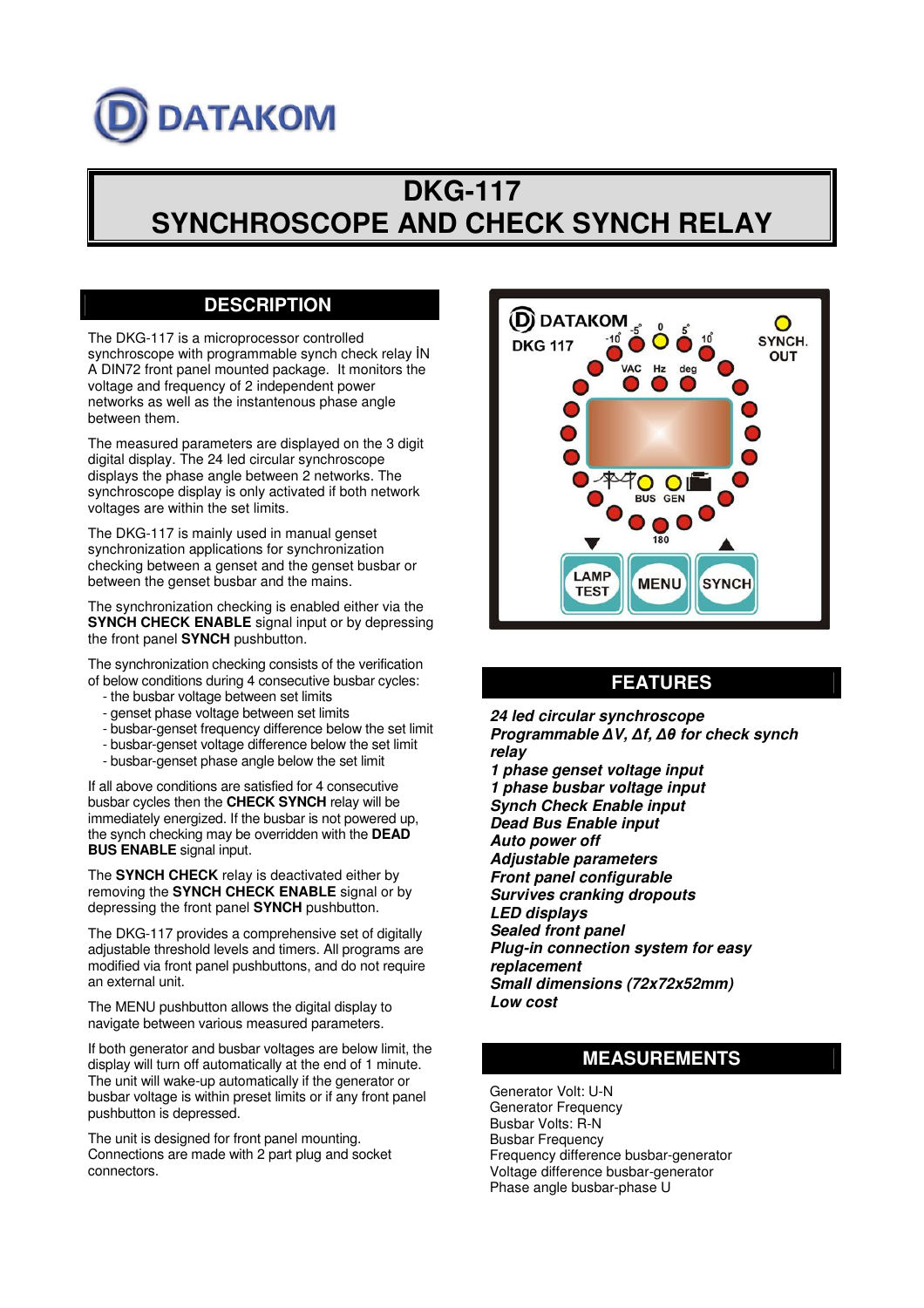# DATAKOM

# DKG-117
# SYNCHROSCOPE AND CHECK SYNCH RELAY

## DESCRIPTION

The DKG-117 is a microprocessor controlled synchroscope with programmable synch check relay İN A DIN72 front panel mounted package. It monitors the voltage and frequency of 2 independent power networks as well as the instantenous phase angle between them.

The measured parameters are displayed on the 3 digit digital display. The 24 led circular synchroscope displays the phase angle between 2 networks. The synchroscope display is only activated if both network voltages are within the set limits.

The DKG-117 is mainly used in manual genset synchronization applications for synchronization checking between a genset and the genset busbar or between the genset busbar and the mains.

The synchronization checking is enabled either via the **SYNCH CHECK ENABLE** signal input or by depressing the front panel **SYNCH** pushbutton.

The synchronization checking consists of the verification of below conditions during 4 consecutive busbar cycles:

- the busbar voltage between set limits
- genset phase voltage between set limits
- busbar-genset frequency difference below the set limit
- busbar-genset voltage difference below the set limit
- busbar-genset phase angle below the set limit

If all above conditions are satisfied for 4 consecutive busbar cycles then the **CHECK SYNCH** relay will be immediately energized. If the busbar is not powered up, the synch checking may be overridden with the **DEAD BUS ENABLE** signal input.

The **SYNCH CHECK** relay is deactivated either by removing the **SYNCH CHECK ENABLE** signal or by depressing the front panel **SYNCH** pushbutton.

The DKG-117 provides a comprehensive set of digitally adjustable threshold levels and timers. All programs are modified via front panel pushbuttons, and do not require an external unit.

The MENU pushbutton allows the digital display to navigate between various measured parameters.

If both generator and busbar voltages are below limit, the display will turn off automatically at the end of 1 minute. The unit will wake-up automatically if the generator or busbar voltage is within preset limits or if any front panel pushbutton is depressed.

The unit is designed for front panel mounting. Connections are made with 2 part plug and socket connectors.

## FEATURES

***24 led circular synchroscope***
***Programmable ΔV, Δf, Δθ for check synch relay***
***1 phase genset voltage input***
***1 phase busbar voltage input***
***Synch Check Enable input***
***Dead Bus Enable input***
***Auto power off***
***Adjustable parameters***
***Front panel configurable***
***Survives cranking dropouts***
***LED displays***
***Sealed front panel***
***Plug-in connection system for easy replacement***
***Small dimensions (72x72x52mm)***
***Low cost***

## MEASUREMENTS

Generator Volt: U-N
Generator Frequency
Busbar Volts: R-N
Busbar Frequency
Frequency difference busbar-generator
Voltage difference busbar-generator
Phase angle busbar-phase U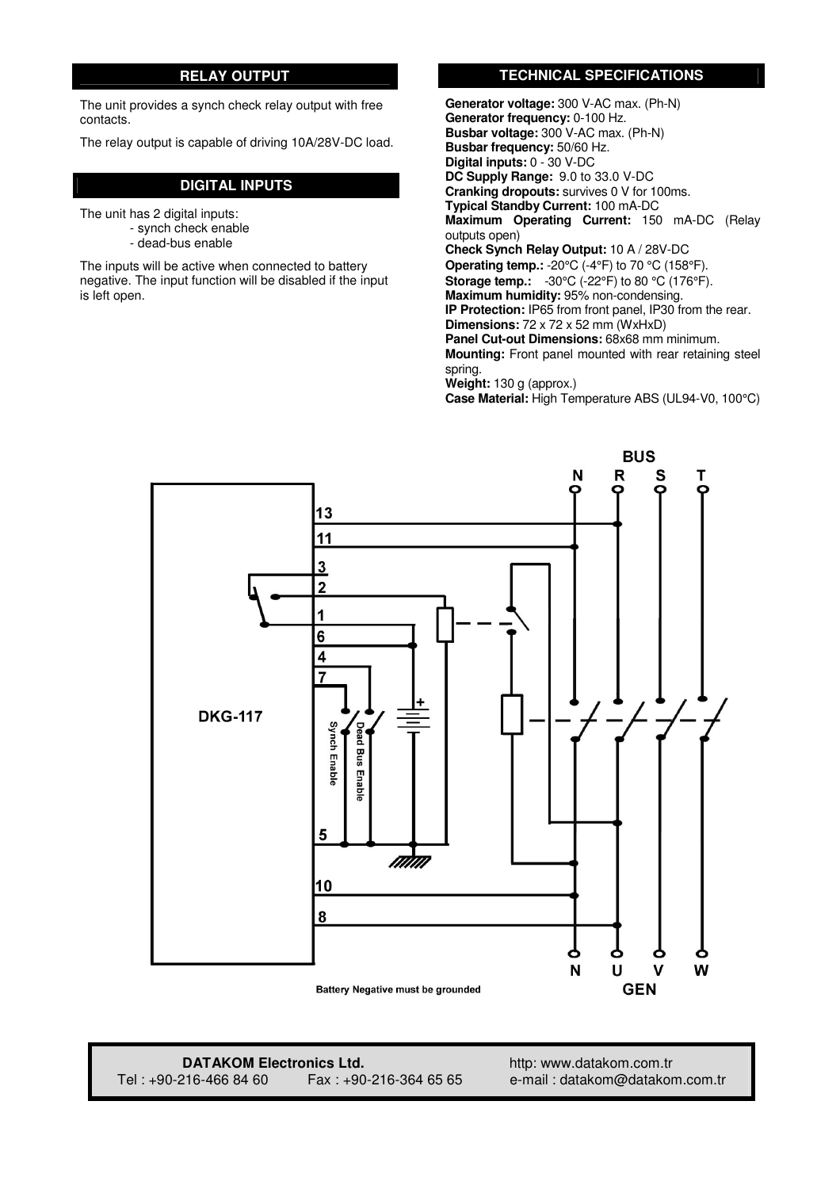## RELAY OUTPUT

The unit provides a synch check relay output with free contacts.

The relay output is capable of driving 10A/28V-DC load.

## DIGITAL INPUTS

The unit has 2 digital inputs:

- synch check enable
- dead-bus enable

The inputs will be active when connected to battery negative. The input function will be disabled if the input is left open.

## TECHNICAL SPECIFICATIONS

**Generator voltage:** 300 V-AC max. (Ph-N)
**Generator frequency:** 0-100 Hz.
**Busbar voltage:** 300 V-AC max. (Ph-N)
**Busbar frequency:** 50/60 Hz.
**Digital inputs:** 0 - 30 V-DC
**DC Supply Range:** 9.0 to 33.0 V-DC
**Cranking dropouts:** survives 0 V for 100ms.
**Typical Standby Current:** 100 mA-DC
**Maximum Operating Current:** 150 mA-DC (Relay outputs open)
**Check Synch Relay Output:** 10 A / 28V-DC
**Operating temp.:** -20°C (-4°F) to 70 °C (158°F).
**Storage temp.:** -30°C (-22°F) to 80 °C (176°F).
**Maximum humidity:** 95% non-condensing.
**IP Protection:** IP65 from front panel, IP30 from the rear.
**Dimensions:** 72 x 72 x 52 mm (WxHxD)
**Panel Cut-out Dimensions:** 68x68 mm minimum.
**Mounting:** Front panel mounted with rear retaining steel spring.
**Weight:** 130 g (approx.)
**Case Material:** High Temperature ABS (UL94-V0, 100°C)

BUS
N R S T
13
11
3
2
1
6
4
7
DKG-117
Synch Enable
Dead Bus Enable
+
5
10
8
N U V W
GEN

Battery Negative must be grounded

**DATAKOM Electronics Ltd.**
Tel : +90-216-466 84 60 Fax : +90-216-364 65 65
http: www.datakom.com.tr
e-mail : datakom@datakom.com.tr